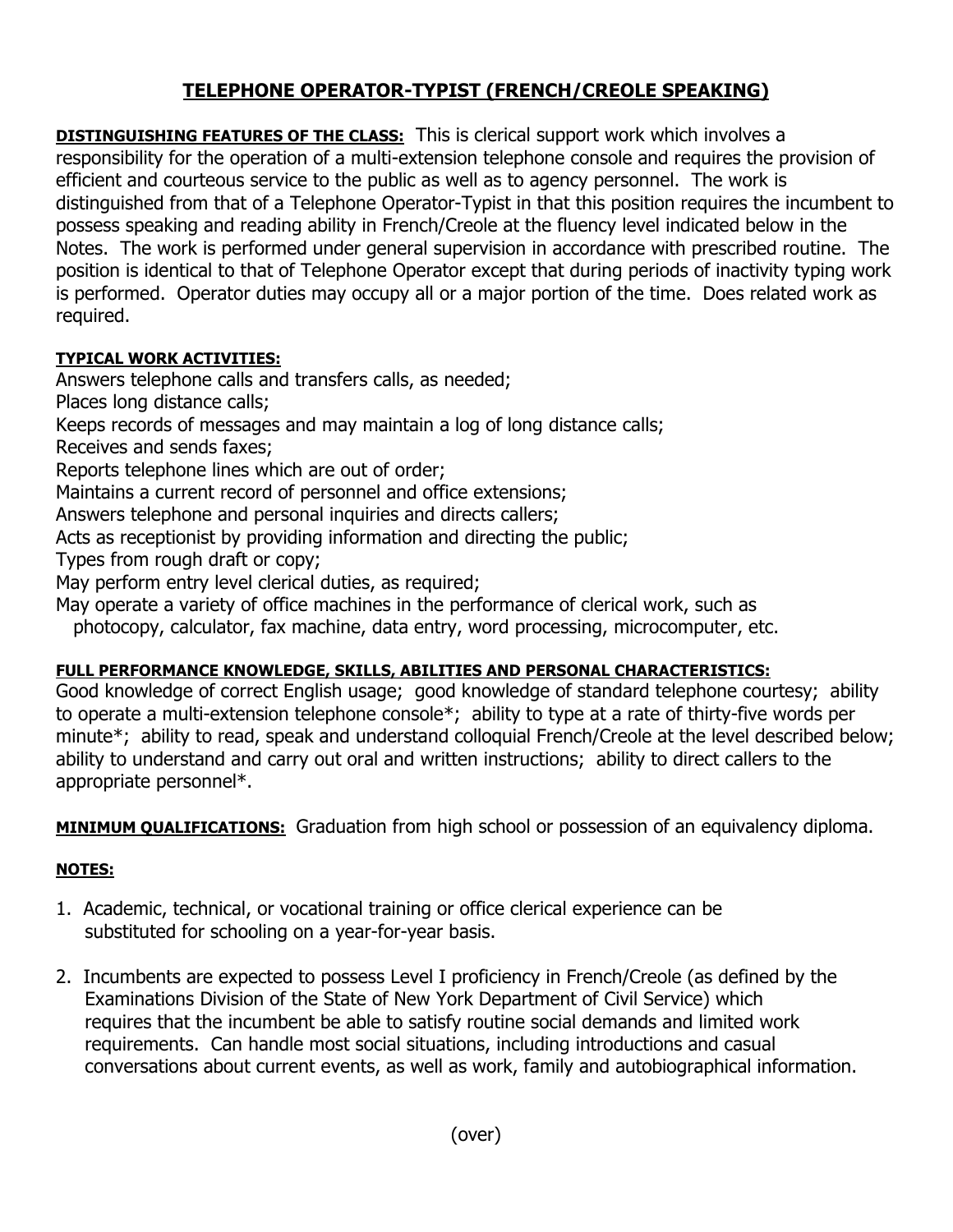# TELEPHONE OPERATOR-TYPIST (FRENCH/CREOLE SPEAKING)

**DISTINGUISHING FEATURES OF THE CLASS:** This is clerical support work which involves a responsibility for the operation of a multi-extension telephone console and requires the provision of efficient and courteous service to the public as well as to agency personnel. The work is distinguished from that of a Telephone Operator-Typist in that this position requires the incumbent to possess speaking and reading ability in French/Creole at the fluency level indicated below in the Notes. The work is performed under general supervision in accordance with prescribed routine. The position is identical to that of Telephone Operator except that during periods of inactivity typing work is performed. Operator duties may occupy all or a major portion of the time. Does related work as required.

**TYPICAL WORK ACTIVITIES:**

Answers telephone calls and transfers calls, as needed;
Places long distance calls;
Keeps records of messages and may maintain a log of long distance calls;
Receives and sends faxes;
Reports telephone lines which are out of order;
Maintains a current record of personnel and office extensions;
Answers telephone and personal inquiries and directs callers;
Acts as receptionist by providing information and directing the public;
Types from rough draft or copy;
May perform entry level clerical duties, as required;
May operate a variety of office machines in the performance of clerical work, such as photocopy, calculator, fax machine, data entry, word processing, microcomputer, etc.

**FULL PERFORMANCE KNOWLEDGE, SKILLS, ABILITIES AND PERSONAL CHARACTERISTICS:**
Good knowledge of correct English usage; good knowledge of standard telephone courtesy; ability to operate a multi-extension telephone console*; ability to type at a rate of thirty-five words per minute*; ability to read, speak and understand colloquial French/Creole at the level described below; ability to understand and carry out oral and written instructions; ability to direct callers to the appropriate personnel*.

**MINIMUM QUALIFICATIONS:** Graduation from high school or possession of an equivalency diploma.

**NOTES:**

1. Academic, technical, or vocational training or office clerical experience can be substituted for schooling on a year-for-year basis.

2. Incumbents are expected to possess Level I proficiency in French/Creole (as defined by the Examinations Division of the State of New York Department of Civil Service) which requires that the incumbent be able to satisfy routine social demands and limited work requirements. Can handle most social situations, including introductions and casual conversations about current events, as well as work, family and autobiographical information.

(over)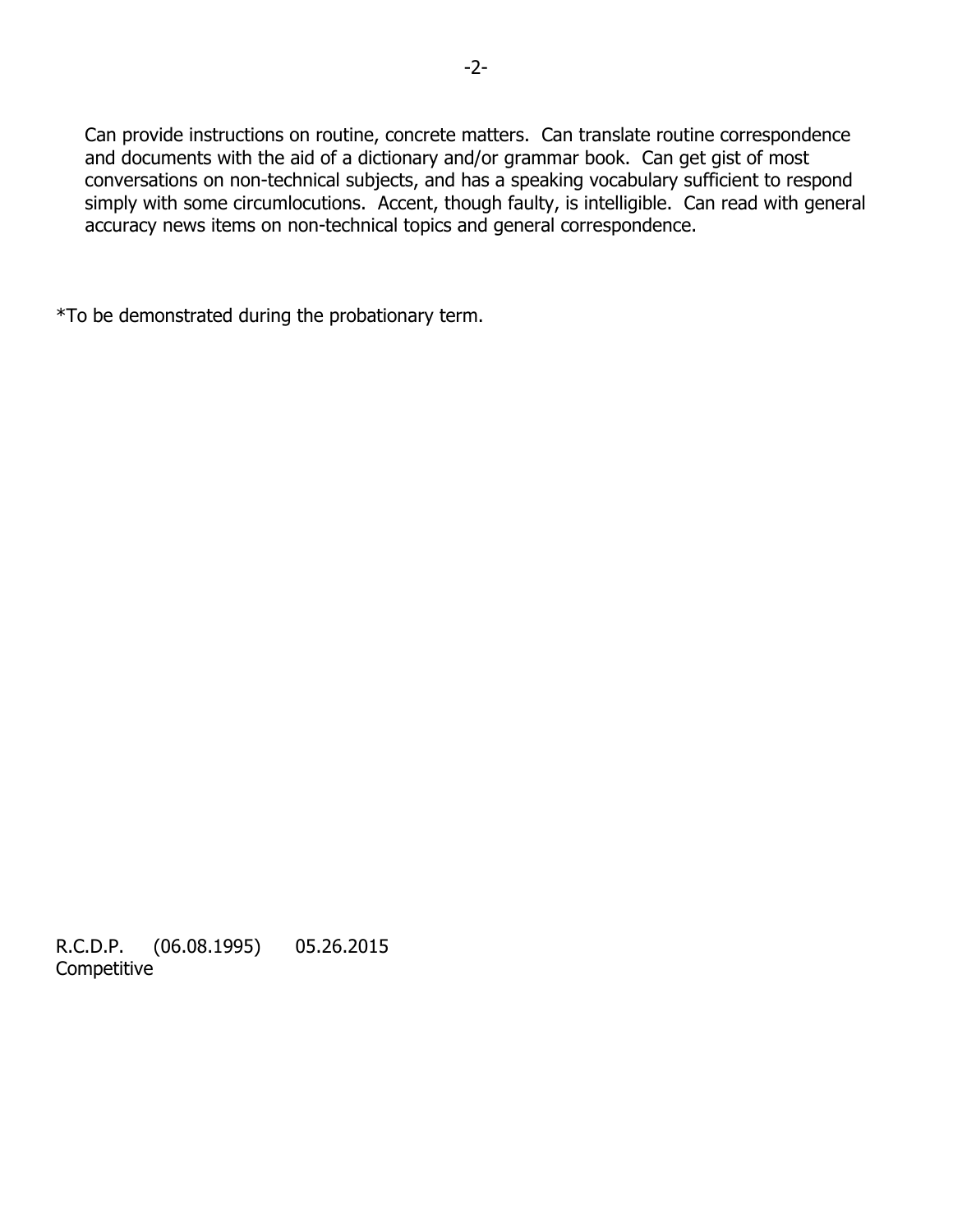Can provide instructions on routine, concrete matters. Can translate routine correspondence and documents with the aid of a dictionary and/or grammar book. Can get gist of most conversations on non-technical subjects, and has a speaking vocabulary sufficient to respond simply with some circumlocutions. Accent, though faulty, is intelligible. Can read with general accuracy news items on non-technical topics and general correspondence.

*To be demonstrated during the probationary term.

R.C.D.P. (06.08.1995) 05.26.2015
Competitive